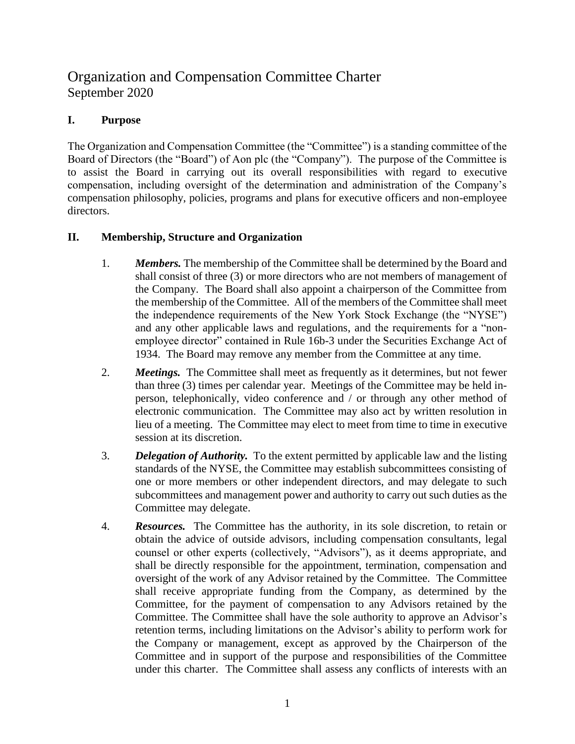# Organization and Compensation Committee Charter
September 2020

## I. Purpose

The Organization and Compensation Committee (the "Committee") is a standing committee of the Board of Directors (the "Board") of Aon plc (the "Company"). The purpose of the Committee is to assist the Board in carrying out its overall responsibilities with regard to executive compensation, including oversight of the determination and administration of the Company's compensation philosophy, policies, programs and plans for executive officers and non-employee directors.

## II. Membership, Structure and Organization

1. ***Members.*** The membership of the Committee shall be determined by the Board and shall consist of three (3) or more directors who are not members of management of the Company. The Board shall also appoint a chairperson of the Committee from the membership of the Committee. All of the members of the Committee shall meet the independence requirements of the New York Stock Exchange (the "NYSE") and any other applicable laws and regulations, and the requirements for a "non-employee director" contained in Rule 16b-3 under the Securities Exchange Act of 1934. The Board may remove any member from the Committee at any time.

2. ***Meetings.*** The Committee shall meet as frequently as it determines, but not fewer than three (3) times per calendar year. Meetings of the Committee may be held in-person, telephonically, video conference and / or through any other method of electronic communication. The Committee may also act by written resolution in lieu of a meeting. The Committee may elect to meet from time to time in executive session at its discretion.

3. ***Delegation of Authority.*** To the extent permitted by applicable law and the listing standards of the NYSE, the Committee may establish subcommittees consisting of one or more members or other independent directors, and may delegate to such subcommittees and management power and authority to carry out such duties as the Committee may delegate.

4. ***Resources.*** The Committee has the authority, in its sole discretion, to retain or obtain the advice of outside advisors, including compensation consultants, legal counsel or other experts (collectively, "Advisors"), as it deems appropriate, and shall be directly responsible for the appointment, termination, compensation and oversight of the work of any Advisor retained by the Committee. The Committee shall receive appropriate funding from the Company, as determined by the Committee, for the payment of compensation to any Advisors retained by the Committee. The Committee shall have the sole authority to approve an Advisor's retention terms, including limitations on the Advisor's ability to perform work for the Company or management, except as approved by the Chairperson of the Committee and in support of the purpose and responsibilities of the Committee under this charter. The Committee shall assess any conflicts of interests with an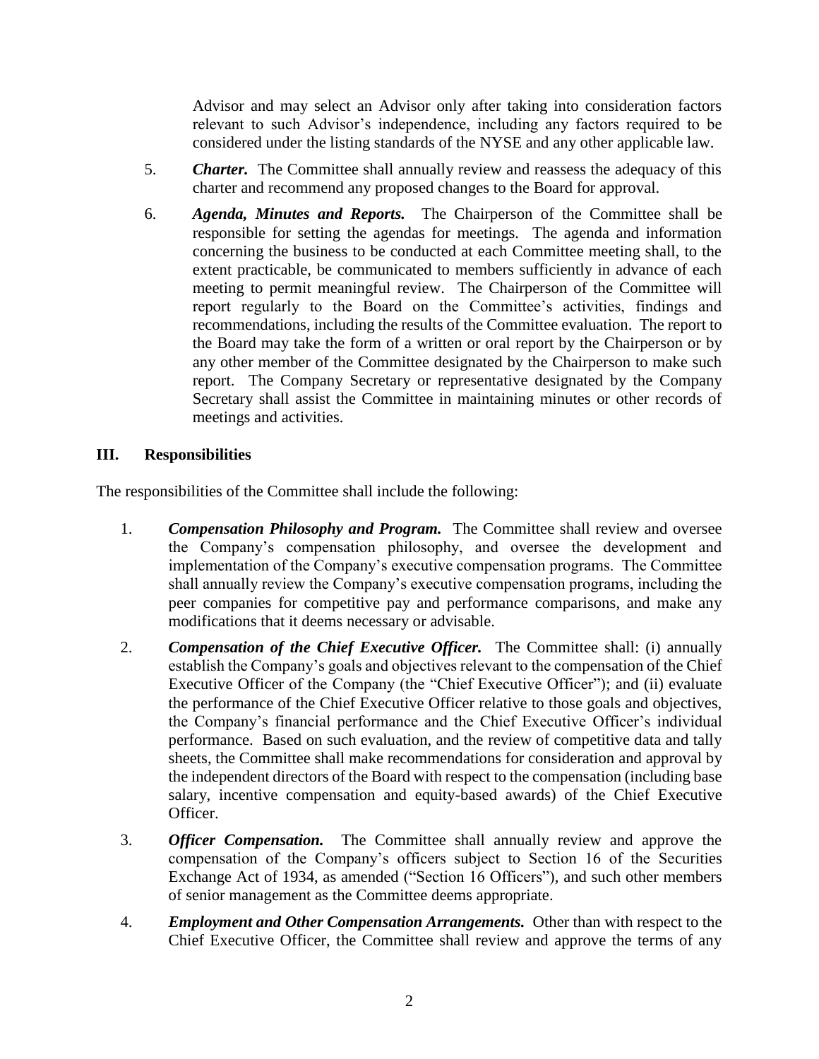Advisor and may select an Advisor only after taking into consideration factors relevant to such Advisor's independence, including any factors required to be considered under the listing standards of the NYSE and any other applicable law.

5. ***Charter.*** The Committee shall annually review and reassess the adequacy of this charter and recommend any proposed changes to the Board for approval.

6. ***Agenda, Minutes and Reports.*** The Chairperson of the Committee shall be responsible for setting the agendas for meetings. The agenda and information concerning the business to be conducted at each Committee meeting shall, to the extent practicable, be communicated to members sufficiently in advance of each meeting to permit meaningful review. The Chairperson of the Committee will report regularly to the Board on the Committee's activities, findings and recommendations, including the results of the Committee evaluation. The report to the Board may take the form of a written or oral report by the Chairperson or by any other member of the Committee designated by the Chairperson to make such report. The Company Secretary or representative designated by the Company Secretary shall assist the Committee in maintaining minutes or other records of meetings and activities.

## III. Responsibilities

The responsibilities of the Committee shall include the following:

1. ***Compensation Philosophy and Program.*** The Committee shall review and oversee the Company's compensation philosophy, and oversee the development and implementation of the Company's executive compensation programs. The Committee shall annually review the Company's executive compensation programs, including the peer companies for competitive pay and performance comparisons, and make any modifications that it deems necessary or advisable.

2. ***Compensation of the Chief Executive Officer.*** The Committee shall: (i) annually establish the Company's goals and objectives relevant to the compensation of the Chief Executive Officer of the Company (the "Chief Executive Officer"); and (ii) evaluate the performance of the Chief Executive Officer relative to those goals and objectives, the Company's financial performance and the Chief Executive Officer's individual performance. Based on such evaluation, and the review of competitive data and tally sheets, the Committee shall make recommendations for consideration and approval by the independent directors of the Board with respect to the compensation (including base salary, incentive compensation and equity-based awards) of the Chief Executive Officer.

3. ***Officer Compensation.*** The Committee shall annually review and approve the compensation of the Company's officers subject to Section 16 of the Securities Exchange Act of 1934, as amended ("Section 16 Officers"), and such other members of senior management as the Committee deems appropriate.

4. ***Employment and Other Compensation Arrangements.*** Other than with respect to the Chief Executive Officer, the Committee shall review and approve the terms of any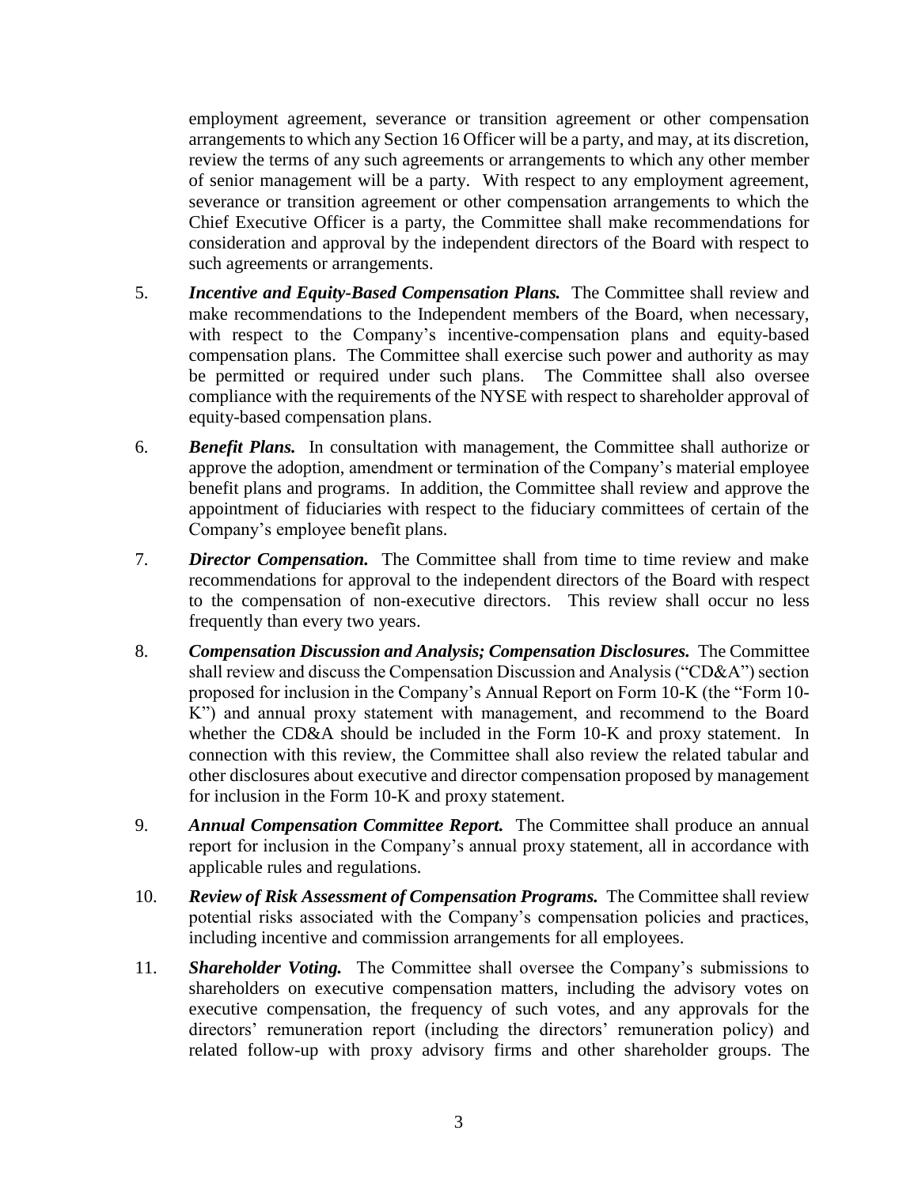employment agreement, severance or transition agreement or other compensation arrangements to which any Section 16 Officer will be a party, and may, at its discretion, review the terms of any such agreements or arrangements to which any other member of senior management will be a party. With respect to any employment agreement, severance or transition agreement or other compensation arrangements to which the Chief Executive Officer is a party, the Committee shall make recommendations for consideration and approval by the independent directors of the Board with respect to such agreements or arrangements.

5. ***Incentive and Equity-Based Compensation Plans.*** The Committee shall review and make recommendations to the Independent members of the Board, when necessary, with respect to the Company's incentive-compensation plans and equity-based compensation plans. The Committee shall exercise such power and authority as may be permitted or required under such plans. The Committee shall also oversee compliance with the requirements of the NYSE with respect to shareholder approval of equity-based compensation plans.

6. ***Benefit Plans.*** In consultation with management, the Committee shall authorize or approve the adoption, amendment or termination of the Company's material employee benefit plans and programs. In addition, the Committee shall review and approve the appointment of fiduciaries with respect to the fiduciary committees of certain of the Company's employee benefit plans.

7. ***Director Compensation.*** The Committee shall from time to time review and make recommendations for approval to the independent directors of the Board with respect to the compensation of non-executive directors. This review shall occur no less frequently than every two years.

8. ***Compensation Discussion and Analysis; Compensation Disclosures.*** The Committee shall review and discuss the Compensation Discussion and Analysis ("CD&A") section proposed for inclusion in the Company's Annual Report on Form 10-K (the "Form 10-K") and annual proxy statement with management, and recommend to the Board whether the CD&A should be included in the Form 10-K and proxy statement. In connection with this review, the Committee shall also review the related tabular and other disclosures about executive and director compensation proposed by management for inclusion in the Form 10-K and proxy statement.

9. ***Annual Compensation Committee Report.*** The Committee shall produce an annual report for inclusion in the Company's annual proxy statement, all in accordance with applicable rules and regulations.

10. ***Review of Risk Assessment of Compensation Programs.*** The Committee shall review potential risks associated with the Company's compensation policies and practices, including incentive and commission arrangements for all employees.

11. ***Shareholder Voting.*** The Committee shall oversee the Company's submissions to shareholders on executive compensation matters, including the advisory votes on executive compensation, the frequency of such votes, and any approvals for the directors' remuneration report (including the directors' remuneration policy) and related follow-up with proxy advisory firms and other shareholder groups. The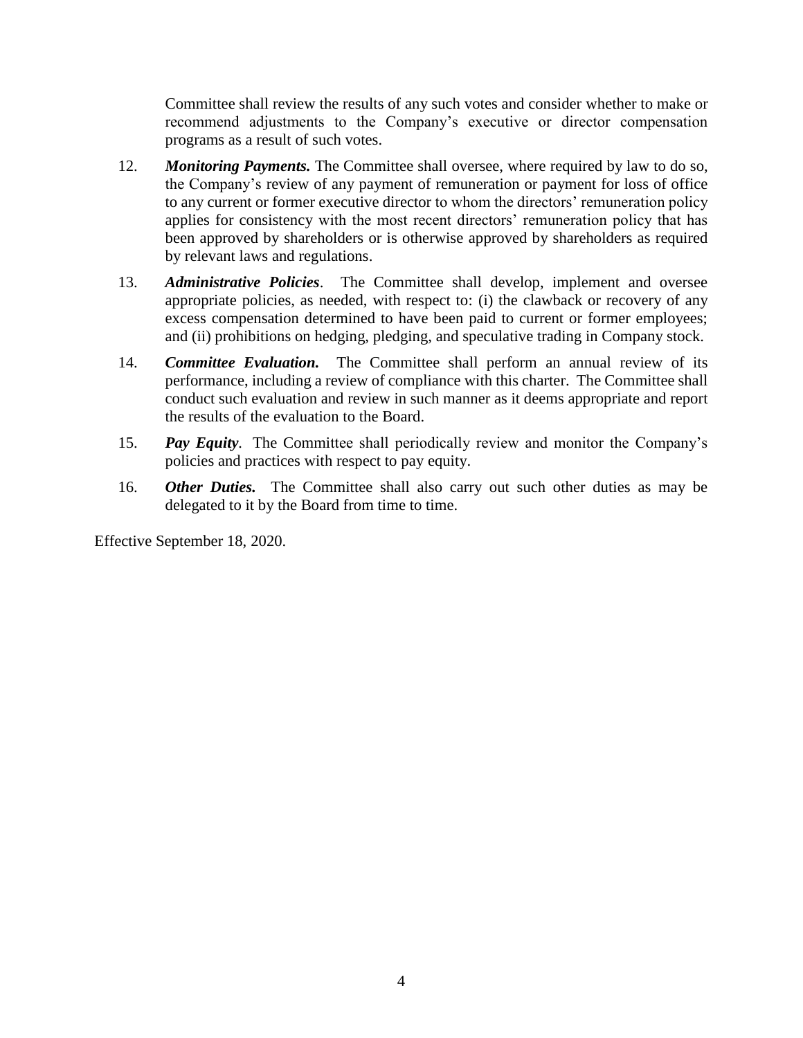Committee shall review the results of any such votes and consider whether to make or recommend adjustments to the Company's executive or director compensation programs as a result of such votes.

12. ***Monitoring Payments.*** The Committee shall oversee, where required by law to do so, the Company's review of any payment of remuneration or payment for loss of office to any current or former executive director to whom the directors' remuneration policy applies for consistency with the most recent directors' remuneration policy that has been approved by shareholders or is otherwise approved by shareholders as required by relevant laws and regulations.

13. ***Administrative Policies***. The Committee shall develop, implement and oversee appropriate policies, as needed, with respect to: (i) the clawback or recovery of any excess compensation determined to have been paid to current or former employees; and (ii) prohibitions on hedging, pledging, and speculative trading in Company stock.

14. ***Committee Evaluation.*** The Committee shall perform an annual review of its performance, including a review of compliance with this charter. The Committee shall conduct such evaluation and review in such manner as it deems appropriate and report the results of the evaluation to the Board.

15. ***Pay Equity***. The Committee shall periodically review and monitor the Company's policies and practices with respect to pay equity.

16. ***Other Duties.*** The Committee shall also carry out such other duties as may be delegated to it by the Board from time to time.

Effective September 18, 2020.